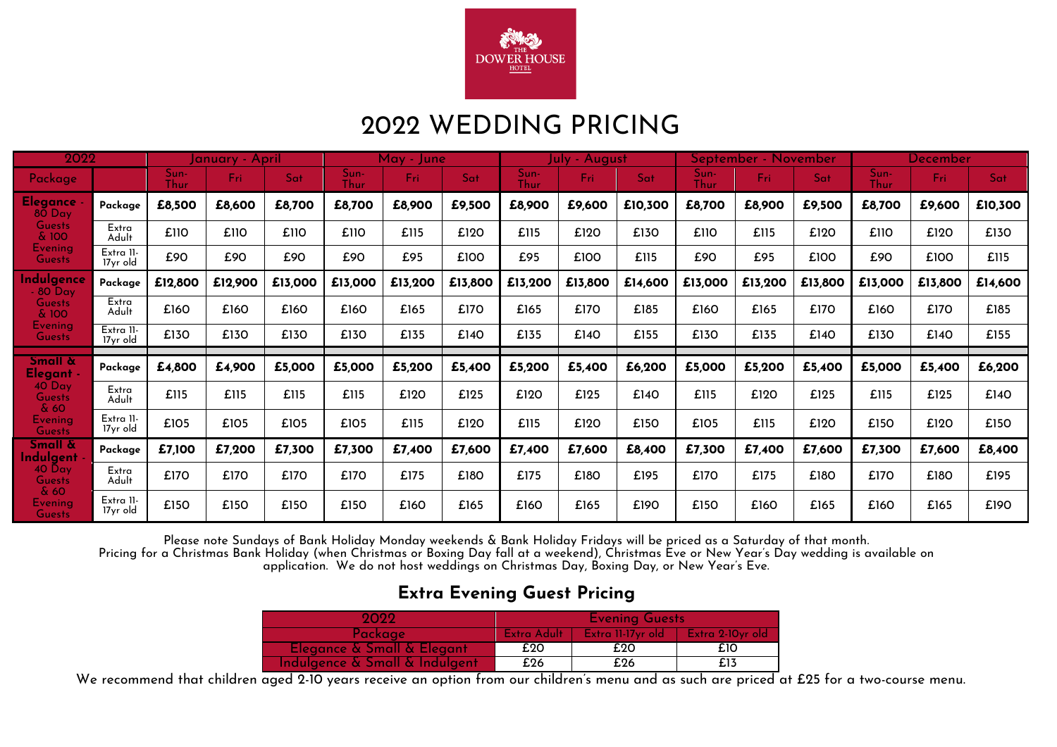THE DOWER HOUSE HOTEL

# 2022 WEDDING PRICING

| 2022 | | January - April | | | May - June | | | July - August | | | September - November | | | December | | |
|---|---|---|---|---|---|---|---|---|---|---|---|---|---|---|---|---|
| Package | | Sun-Thur | Fri | Sat | Sun-Thur | Fri | Sat | Sun-Thur | Fri | Sat | Sun-Thur | Fri | Sat | Sun-Thur | Fri | Sat |
| **Elegance** - 80 Day Guests & 100 Evening Guests | **Package** | **£8,500** | **£8,600** | **£8,700** | **£8,700** | **£8,900** | **£9,500** | **£8,900** | **£9,600** | **£10,300** | **£8,700** | **£8,900** | **£9,500** | **£8,700** | **£9,600** | **£10,300** |
| | Extra Adult | £110 | £110 | £110 | £110 | £115 | £120 | £115 | £120 | £130 | £110 | £115 | £120 | £110 | £120 | £130 |
| | Extra 11-17yr old | £90 | £90 | £90 | £90 | £95 | £100 | £95 | £100 | £115 | £90 | £95 | £100 | £90 | £100 | £115 |
| **Indulgence** - 80 Day Guests & 100 Evening Guests | **Package** | **£12,800** | **£12,900** | **£13,000** | **£13,000** | **£13,200** | **£13,800** | **£13,200** | **£13,800** | **£14,600** | **£13,000** | **£13,200** | **£13,800** | **£13,000** | **£13,800** | **£14,600** |
| | Extra Adult | £160 | £160 | £160 | £160 | £165 | £170 | £165 | £170 | £185 | £160 | £165 | £170 | £160 | £170 | £185 |
| | Extra 11-17yr old | £130 | £130 | £130 | £130 | £135 | £140 | £135 | £140 | £155 | £130 | £135 | £140 | £130 | £140 | £155 |
| **Small & Elegant** - 40 Day Guests & 60 Evening Guests | **Package** | **£4,800** | **£4,900** | **£5,000** | **£5,000** | **£5,200** | **£5,400** | **£5,200** | **£5,400** | **£6,200** | **£5,000** | **£5,200** | **£5,400** | **£5,000** | **£5,400** | **£6,200** |
| | Extra Adult | £115 | £115 | £115 | £115 | £120 | £125 | £120 | £125 | £140 | £115 | £120 | £125 | £115 | £125 | £140 |
| | Extra 11-17yr old | £105 | £105 | £105 | £105 | £115 | £120 | £115 | £120 | £150 | £105 | £115 | £120 | £150 | £120 | £150 |
| **Small & Indulgent** - 40 Day Guests & 60 Evening Guests | **Package** | **£7,100** | **£7,200** | **£7,300** | **£7,300** | **£7,400** | **£7,600** | **£7,400** | **£7,600** | **£8,400** | **£7,300** | **£7,400** | **£7,600** | **£7,300** | **£7,600** | **£8,400** |
| | Extra Adult | £170 | £170 | £170 | £170 | £175 | £180 | £175 | £180 | £195 | £170 | £175 | £180 | £170 | £180 | £195 |
| | Extra 11-17yr old | £150 | £150 | £150 | £150 | £160 | £165 | £160 | £165 | £190 | £150 | £160 | £165 | £160 | £165 | £190 |

Please note Sundays of Bank Holiday Monday weekends & Bank Holiday Fridays will be priced as a Saturday of that month.
Pricing for a Christmas Bank Holiday (when Christmas or Boxing Day fall at a weekend), Christmas Eve or New Year's Day wedding is available on application. We do not host weddings on Christmas Day, Boxing Day, or New Year's Eve.

## Extra Evening Guest Pricing

| 2022 | Evening Guests | | |
|---|---|---|---|
| Package | Extra Adult | Extra 11-17yr old | Extra 2-10yr old |
| Elegance & Small & Elegant | £20 | £20 | £10 |
| Indulgence & Small & Indulgent | £26 | £26 | £13 |

We recommend that children aged 2-10 years receive an option from our children's menu and as such are priced at £25 for a two-course menu.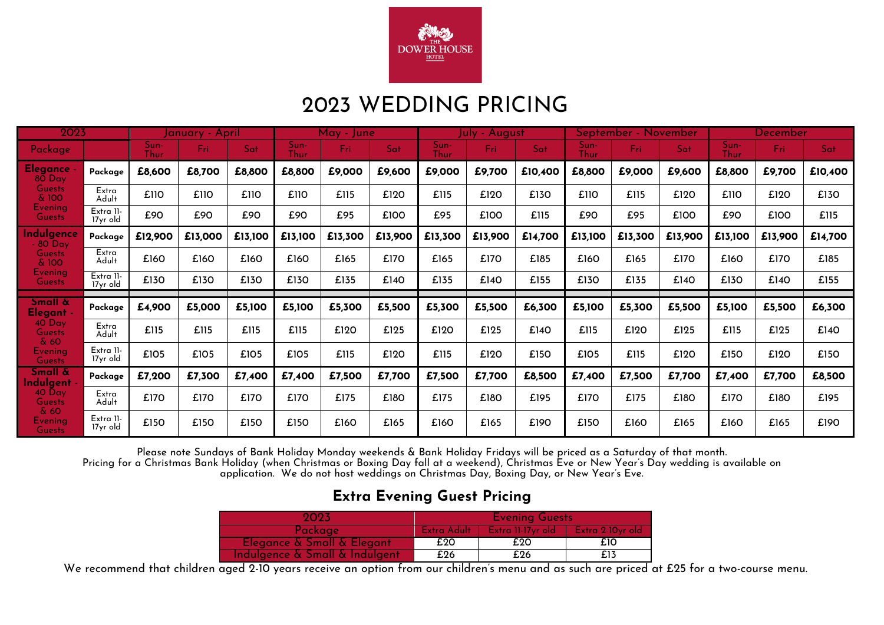THE DOWER HOUSE HOTEL

# 2023 WEDDING PRICING

| 2023 | | January - April | | | May - June | | | July - August | | | September - November | | | December | | |
|---|---|---|---|---|---|---|---|---|---|---|---|---|---|---|---|---|
| Package | | Sun-Thur | Fri | Sat | Sun-Thur | Fri | Sat | Sun-Thur | Fri | Sat | Sun-Thur | Fri | Sat | Sun-Thur | Fri | Sat |
| Elegance - 80 Day Guests & 100 Evening Guests | Package | £8,600 | £8,700 | £8,800 | £8,800 | £9,000 | £9,600 | £9,000 | £9,700 | £10,400 | £8,800 | £9,000 | £9,600 | £8,800 | £9,700 | £10,400 |
| | Extra Adult | £110 | £110 | £110 | £110 | £115 | £120 | £115 | £120 | £130 | £110 | £115 | £120 | £110 | £120 | £130 |
| | Extra 11-17yr old | £90 | £90 | £90 | £90 | £95 | £100 | £95 | £100 | £115 | £90 | £95 | £100 | £90 | £100 | £115 |
| Indulgence - 80 Day Guests & 100 Evening Guests | Package | £12,900 | £13,000 | £13,100 | £13,100 | £13,300 | £13,900 | £13,300 | £13,900 | £14,700 | £13,100 | £13,300 | £13,900 | £13,100 | £13,900 | £14,700 |
| | Extra Adult | £160 | £160 | £160 | £160 | £165 | £170 | £165 | £170 | £185 | £160 | £165 | £170 | £160 | £170 | £185 |
| | Extra 11-17yr old | £130 | £130 | £130 | £130 | £135 | £140 | £135 | £140 | £155 | £130 | £135 | £140 | £130 | £140 | £155 |
| Small & Elegant - 40 Day Guests & 60 Evening Guests | Package | £4,900 | £5,000 | £5,100 | £5,100 | £5,300 | £5,500 | £5,300 | £5,500 | £6,300 | £5,100 | £5,300 | £5,500 | £5,100 | £5,500 | £6,300 |
| | Extra Adult | £115 | £115 | £115 | £115 | £120 | £125 | £120 | £125 | £140 | £115 | £120 | £125 | £115 | £125 | £140 |
| | Extra 11-17yr old | £105 | £105 | £105 | £105 | £115 | £120 | £115 | £120 | £150 | £105 | £115 | £120 | £150 | £120 | £150 |
| Small & Indulgent - 40 Day Guests & 60 Evening Guests | Package | £7,200 | £7,300 | £7,400 | £7,400 | £7,500 | £7,700 | £7,500 | £7,700 | £8,500 | £7,400 | £7,500 | £7,700 | £7,400 | £7,700 | £8,500 |
| | Extra Adult | £170 | £170 | £170 | £170 | £175 | £180 | £175 | £180 | £195 | £170 | £175 | £180 | £170 | £180 | £195 |
| | Extra 11-17yr old | £150 | £150 | £150 | £150 | £160 | £165 | £160 | £165 | £190 | £150 | £160 | £165 | £160 | £165 | £190 |

Please note Sundays of Bank Holiday Monday weekends & Bank Holiday Fridays will be priced as a Saturday of that month.
Pricing for a Christmas Bank Holiday (when Christmas or Boxing Day fall at a weekend), Christmas Eve or New Year's Day wedding is available on application. We do not host weddings on Christmas Day, Boxing Day, or New Year's Eve.

## Extra Evening Guest Pricing

| 2023 | Evening Guests | | |
|---|---|---|---|
| Package | Extra Adult | Extra 11-17yr old | Extra 2-10yr old |
| Elegance & Small & Elegant | £20 | £20 | £10 |
| Indulgence & Small & Indulgent | £26 | £26 | £13 |

We recommend that children aged 2-10 years receive an option from our children's menu and as such are priced at £25 for a two-course menu.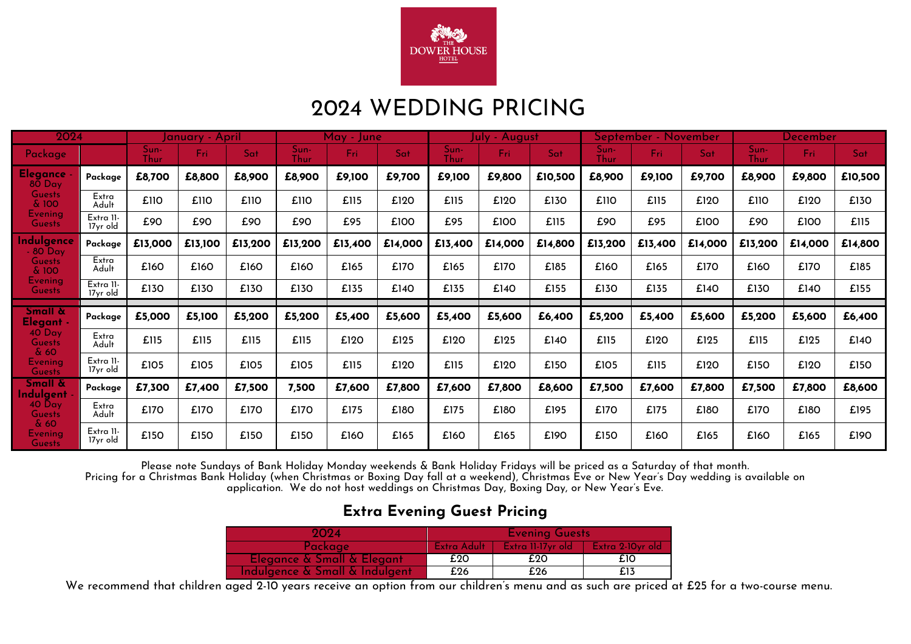THE DOWER HOUSE HOTEL

# 2024 WEDDING PRICING

| 2024 | | January - April | | | May - June | | | July - August | | | September - November | | | December | | |
|---|---|---|---|---|---|---|---|---|---|---|---|---|---|---|---|---|
| Package | | Sun-Thur | Fri | Sat | Sun-Thur | Fri | Sat | Sun-Thur | Fri | Sat | Sun-Thur | Fri | Sat | Sun-Thur | Fri | Sat |
| **Elegance** - 80 Day Guests & 100 Evening Guests | Package | **£8,700** | **£8,800** | **£8,900** | **£8,900** | **£9,100** | **£9,700** | **£9,100** | **£9,800** | **£10,500** | **£8,900** | **£9,100** | **£9,700** | **£8,900** | **£9,800** | **£10,500** |
| | Extra Adult | £110 | £110 | £110 | £110 | £115 | £120 | £115 | £120 | £130 | £110 | £115 | £120 | £110 | £120 | £130 |
| | Extra 11-17yr old | £90 | £90 | £90 | £90 | £95 | £100 | £95 | £100 | £115 | £90 | £95 | £100 | £90 | £100 | £115 |
| **Indulgence** - 80 Day Guests & 100 Evening Guests | Package | **£13,000** | **£13,100** | **£13,200** | **£13,200** | **£13,400** | **£14,000** | **£13,400** | **£14,000** | **£14,800** | **£13,200** | **£13,400** | **£14,000** | **£13,200** | **£14,000** | **£14,800** |
| | Extra Adult | £160 | £160 | £160 | £160 | £165 | £170 | £165 | £170 | £185 | £160 | £165 | £170 | £160 | £170 | £185 |
| | Extra 11-17yr old | £130 | £130 | £130 | £130 | £135 | £140 | £135 | £140 | £155 | £130 | £135 | £140 | £130 | £140 | £155 |
| **Small & Elegant** - 40 Day Guests & 60 Evening Guests | Package | **£5,000** | **£5,100** | **£5,200** | **£5,200** | **£5,400** | **£5,600** | **£5,400** | **£5,600** | **£6,400** | **£5,200** | **£5,400** | **£5,600** | **£5,200** | **£5,600** | **£6,400** |
| | Extra Adult | £115 | £115 | £115 | £115 | £120 | £125 | £120 | £125 | £140 | £115 | £120 | £125 | £115 | £125 | £140 |
| | Extra 11-17yr old | £105 | £105 | £105 | £105 | £115 | £120 | £115 | £120 | £150 | £105 | £115 | £120 | £150 | £120 | £150 |
| **Small & Indulgent** - 40 Day Guests & 60 Evening Guests | Package | **£7,300** | **£7,400** | **£7,500** | **7,500** | **£7,600** | **£7,800** | **£7,600** | **£7,800** | **£8,600** | **£7,500** | **£7,600** | **£7,800** | **£7,500** | **£7,800** | **£8,600** |
| | Extra Adult | £170 | £170 | £170 | £170 | £175 | £180 | £175 | £180 | £195 | £170 | £175 | £180 | £170 | £180 | £195 |
| | Extra 11-17yr old | £150 | £150 | £150 | £150 | £160 | £165 | £160 | £165 | £190 | £150 | £160 | £165 | £160 | £165 | £190 |

Please note Sundays of Bank Holiday Monday weekends & Bank Holiday Fridays will be priced as a Saturday of that month.
Pricing for a Christmas Bank Holiday (when Christmas or Boxing Day fall at a weekend), Christmas Eve or New Year's Day wedding is available on application. We do not host weddings on Christmas Day, Boxing Day, or New Year's Eve.

## Extra Evening Guest Pricing

| 2024 | Evening Guests | | |
|---|---|---|---|
| Package | Extra Adult | Extra 11-17yr old | Extra 2-10yr old |
| Elegance & Small & Elegant | £20 | £20 | £10 |
| Indulgence & Small & Indulgent | £26 | £26 | £13 |

We recommend that children aged 2-10 years receive an option from our children's menu and as such are priced at £25 for a two-course menu.